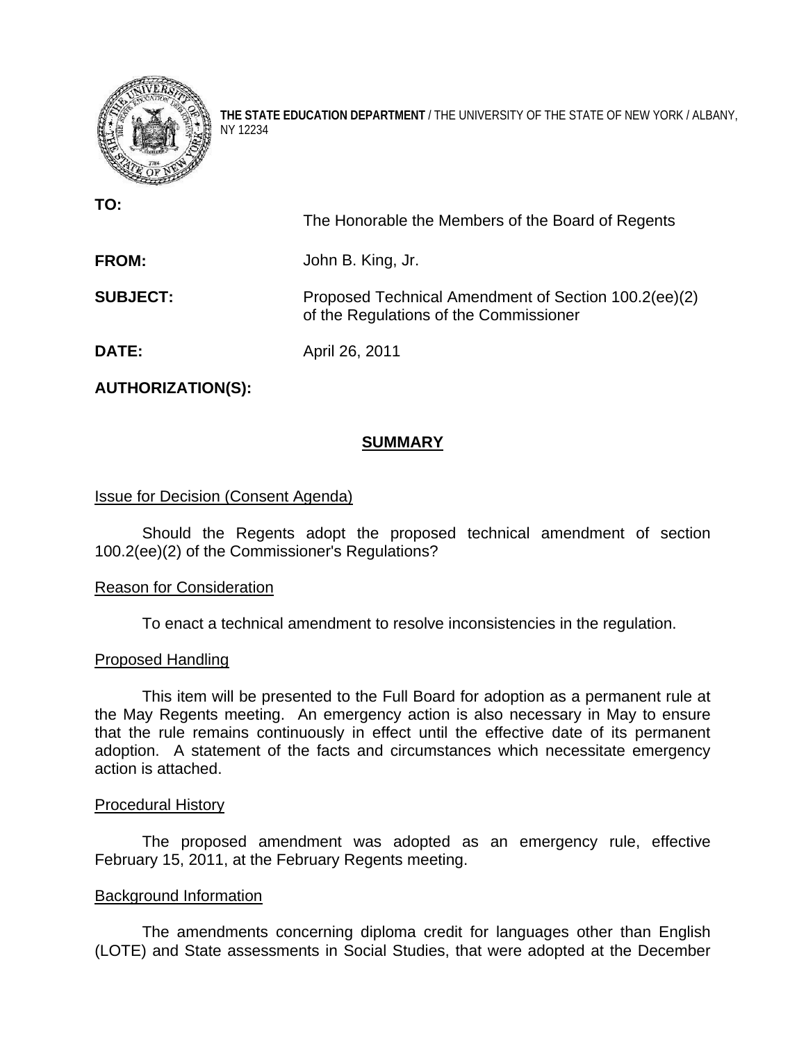**THE STATE EDUCATION DEPARTMENT** / THE UNIVERSITY OF THE STATE OF NEW YORK / ALBANY, NY 12234

**TO:** The Honorable the Members of the Board of Regents

**FROM:** John B. King, Jr.

**SUBJECT:** Proposed Technical Amendment of Section 100.2(ee)(2) of the Regulations of the Commissioner

**DATE:** April 26, 2011

**AUTHORIZATION(S):**

## SUMMARY

Issue for Decision (Consent Agenda)

Should the Regents adopt the proposed technical amendment of section 100.2(ee)(2) of the Commissioner's Regulations?

Reason for Consideration

To enact a technical amendment to resolve inconsistencies in the regulation.

Proposed Handling

This item will be presented to the Full Board for adoption as a permanent rule at the May Regents meeting. An emergency action is also necessary in May to ensure that the rule remains continuously in effect until the effective date of its permanent adoption. A statement of the facts and circumstances which necessitate emergency action is attached.

Procedural History

The proposed amendment was adopted as an emergency rule, effective February 15, 2011, at the February Regents meeting.

Background Information

The amendments concerning diploma credit for languages other than English (LOTE) and State assessments in Social Studies, that were adopted at the December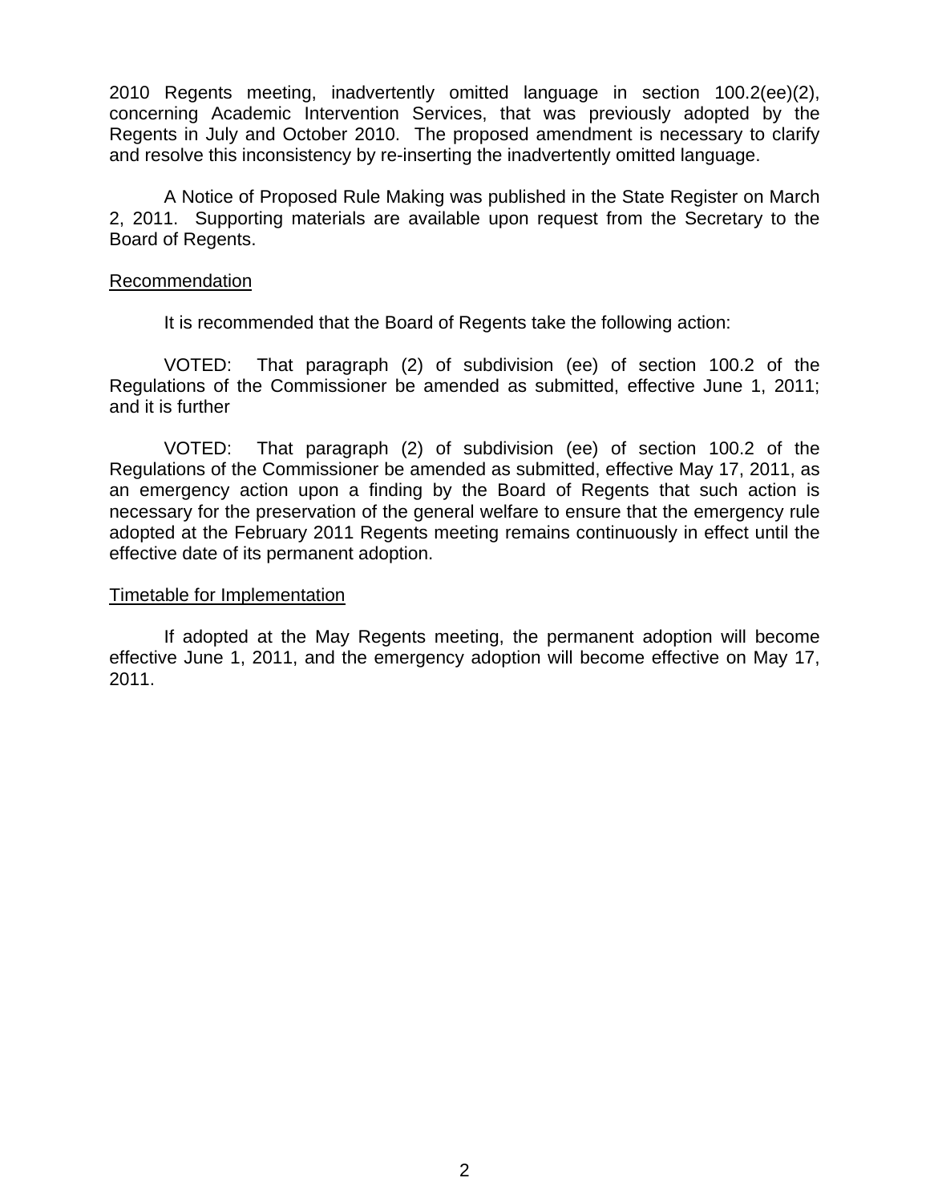2010 Regents meeting, inadvertently omitted language in section 100.2(ee)(2), concerning Academic Intervention Services, that was previously adopted by the Regents in July and October 2010. The proposed amendment is necessary to clarify and resolve this inconsistency by re-inserting the inadvertently omitted language.

A Notice of Proposed Rule Making was published in the State Register on March 2, 2011. Supporting materials are available upon request from the Secretary to the Board of Regents.

## Recommendation

It is recommended that the Board of Regents take the following action:

VOTED: That paragraph (2) of subdivision (ee) of section 100.2 of the Regulations of the Commissioner be amended as submitted, effective June 1, 2011; and it is further

VOTED: That paragraph (2) of subdivision (ee) of section 100.2 of the Regulations of the Commissioner be amended as submitted, effective May 17, 2011, as an emergency action upon a finding by the Board of Regents that such action is necessary for the preservation of the general welfare to ensure that the emergency rule adopted at the February 2011 Regents meeting remains continuously in effect until the effective date of its permanent adoption.

## Timetable for Implementation

If adopted at the May Regents meeting, the permanent adoption will become effective June 1, 2011, and the emergency adoption will become effective on May 17, 2011.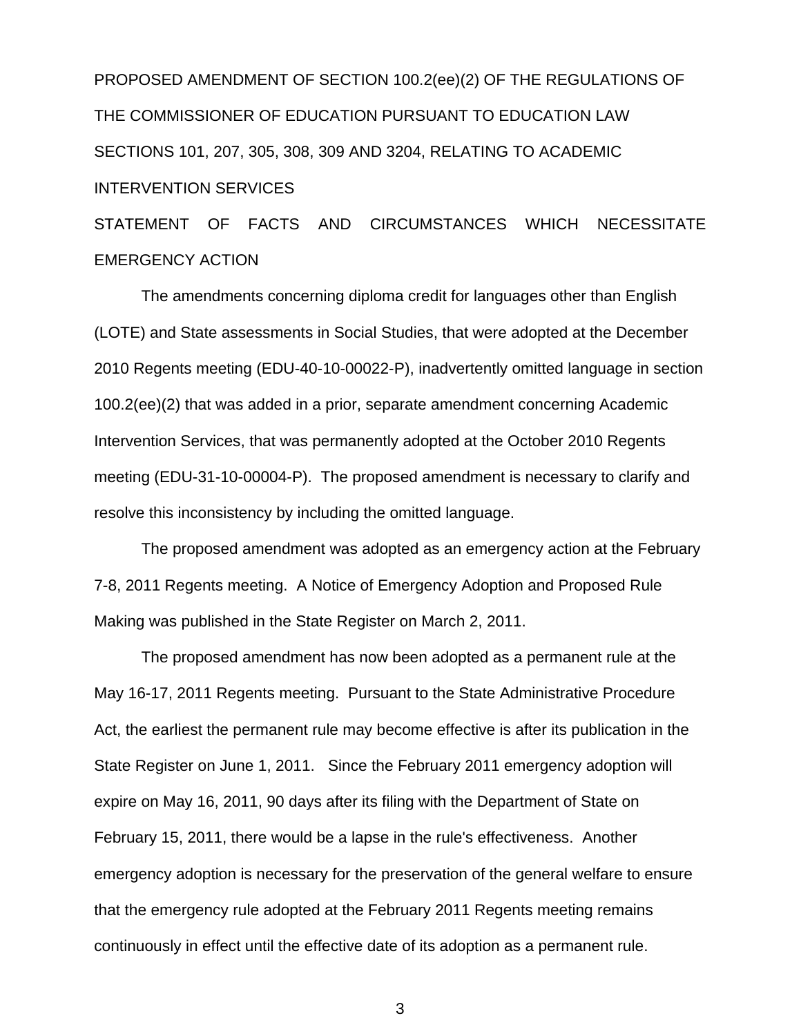PROPOSED AMENDMENT OF SECTION 100.2(ee)(2) OF THE REGULATIONS OF THE COMMISSIONER OF EDUCATION PURSUANT TO EDUCATION LAW SECTIONS 101, 207, 305, 308, 309 AND 3204, RELATING TO ACADEMIC INTERVENTION SERVICES

STATEMENT OF FACTS AND CIRCUMSTANCES WHICH NECESSITATE EMERGENCY ACTION

The amendments concerning diploma credit for languages other than English (LOTE) and State assessments in Social Studies, that were adopted at the December 2010 Regents meeting (EDU-40-10-00022-P), inadvertently omitted language in section 100.2(ee)(2) that was added in a prior, separate amendment concerning Academic Intervention Services, that was permanently adopted at the October 2010 Regents meeting (EDU-31-10-00004-P). The proposed amendment is necessary to clarify and resolve this inconsistency by including the omitted language.

The proposed amendment was adopted as an emergency action at the February 7-8, 2011 Regents meeting. A Notice of Emergency Adoption and Proposed Rule Making was published in the State Register on March 2, 2011.

The proposed amendment has now been adopted as a permanent rule at the May 16-17, 2011 Regents meeting. Pursuant to the State Administrative Procedure Act, the earliest the permanent rule may become effective is after its publication in the State Register on June 1, 2011. Since the February 2011 emergency adoption will expire on May 16, 2011, 90 days after its filing with the Department of State on February 15, 2011, there would be a lapse in the rule's effectiveness. Another emergency adoption is necessary for the preservation of the general welfare to ensure that the emergency rule adopted at the February 2011 Regents meeting remains continuously in effect until the effective date of its adoption as a permanent rule.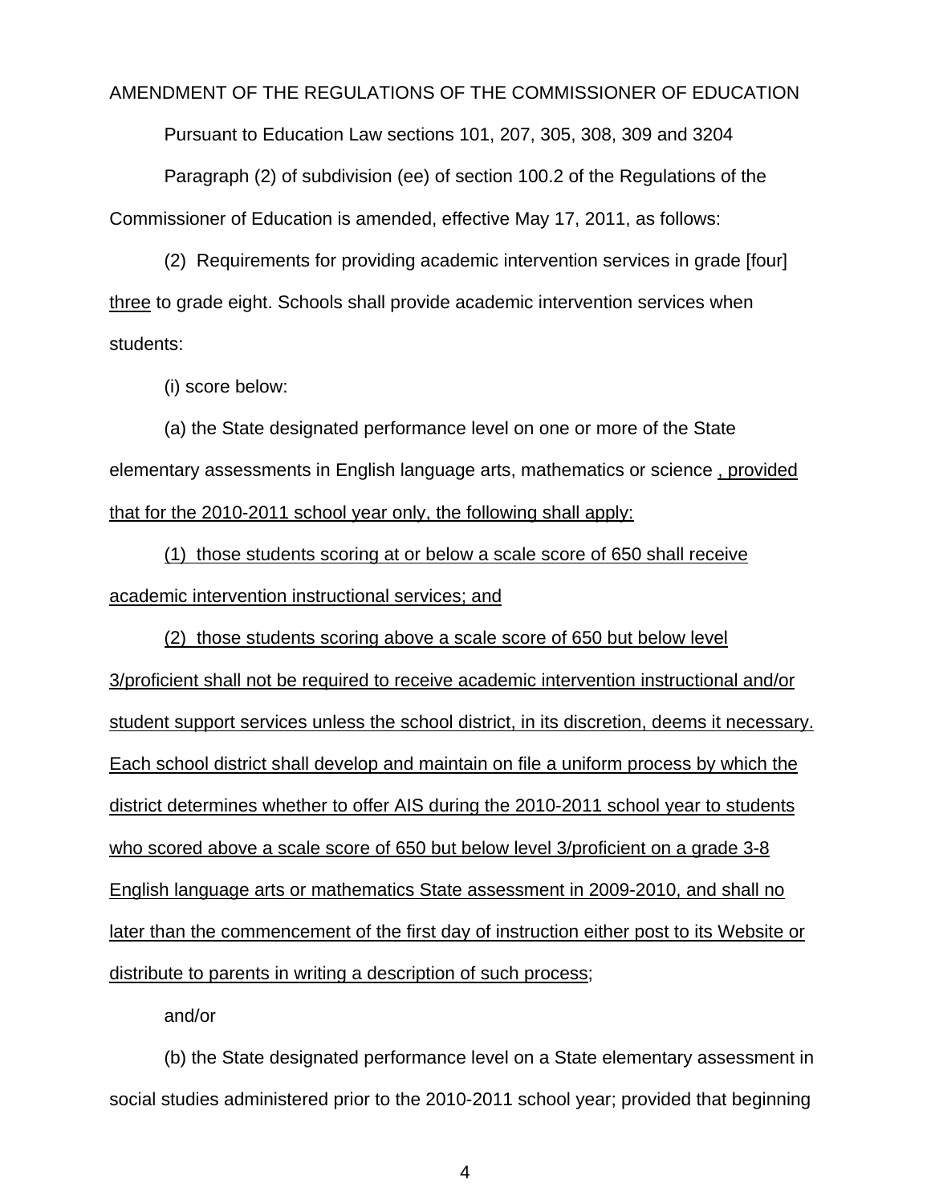AMENDMENT OF THE REGULATIONS OF THE COMMISSIONER OF EDUCATION

Pursuant to Education Law sections 101, 207, 305, 308, 309 and 3204

Paragraph (2) of subdivision (ee) of section 100.2 of the Regulations of the Commissioner of Education is amended, effective May 17, 2011, as follows:

(2) Requirements for providing academic intervention services in grade [four] <u>three</u> to grade eight. Schools shall provide academic intervention services when students:

(i) score below:

(a) the State designated performance level on one or more of the State elementary assessments in English language arts, mathematics or science <u>, provided that for the 2010-2011 school year only, the following shall apply:</u>

<u>(1) those students scoring at or below a scale score of 650 shall receive academic intervention instructional services; and</u>

<u>(2) those students scoring above a scale score of 650 but below level 3/proficient shall not be required to receive academic intervention instructional and/or student support services unless the school district, in its discretion, deems it necessary. Each school district shall develop and maintain on file a uniform process by which the district determines whether to offer AIS during the 2010-2011 school year to students who scored above a scale score of 650 but below level 3/proficient on a grade 3-8 English language arts or mathematics State assessment in 2009-2010, and shall no later than the commencement of the first day of instruction either post to its Website or distribute to parents in writing a description of such process</u>;

and/or

(b) the State designated performance level on a State elementary assessment in social studies administered prior to the 2010-2011 school year; provided that beginning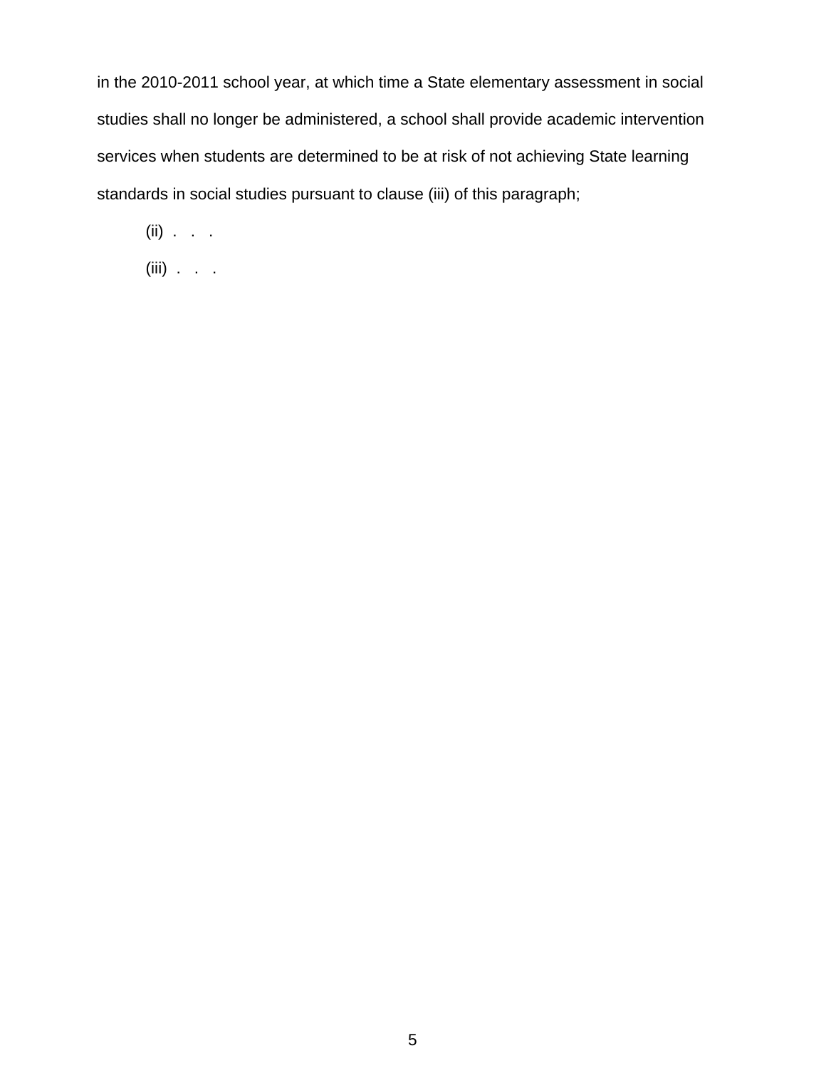in the 2010-2011 school year, at which time a State elementary assessment in social studies shall no longer be administered, a school shall provide academic intervention services when students are determined to be at risk of not achieving State learning standards in social studies pursuant to clause (iii) of this paragraph;

(ii) . . .

(iii) . . .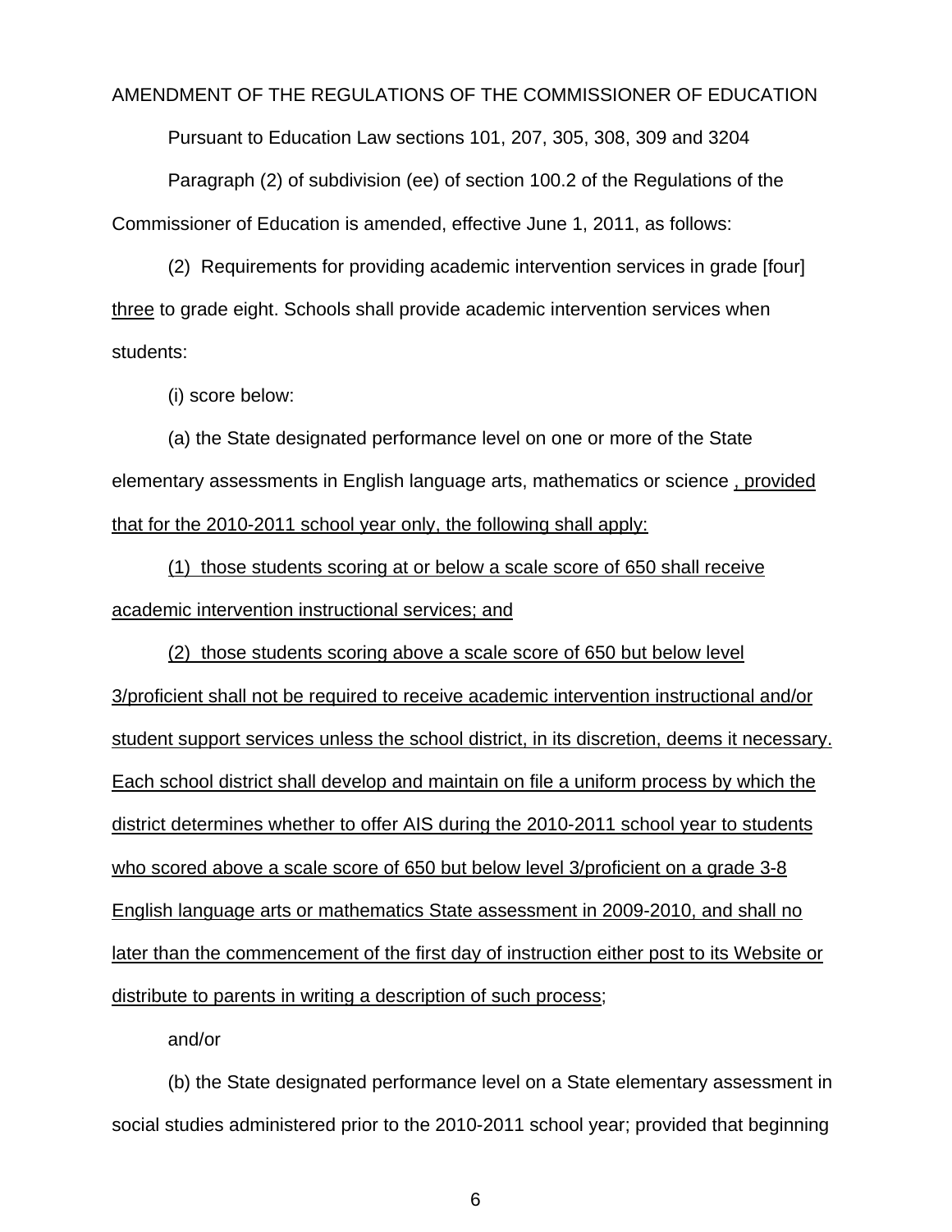AMENDMENT OF THE REGULATIONS OF THE COMMISSIONER OF EDUCATION

Pursuant to Education Law sections 101, 207, 305, 308, 309 and 3204

Paragraph (2) of subdivision (ee) of section 100.2 of the Regulations of the Commissioner of Education is amended, effective June 1, 2011, as follows:

(2) Requirements for providing academic intervention services in grade [four] <u>three</u> to grade eight. Schools shall provide academic intervention services when students:

(i) score below:

(a) the State designated performance level on one or more of the State elementary assessments in English language arts, mathematics or science <u>, provided that for the 2010-2011 school year only, the following shall apply:</u>

<u>(1) those students scoring at or below a scale score of 650 shall receive academic intervention instructional services; and</u>

<u>(2) those students scoring above a scale score of 650 but below level 3/proficient shall not be required to receive academic intervention instructional and/or student support services unless the school district, in its discretion, deems it necessary. Each school district shall develop and maintain on file a uniform process by which the district determines whether to offer AIS during the 2010-2011 school year to students who scored above a scale score of 650 but below level 3/proficient on a grade 3-8 English language arts or mathematics State assessment in 2009-2010, and shall no later than the commencement of the first day of instruction either post to its Website or distribute to parents in writing a description of such process</u>;

and/or

(b) the State designated performance level on a State elementary assessment in social studies administered prior to the 2010-2011 school year; provided that beginning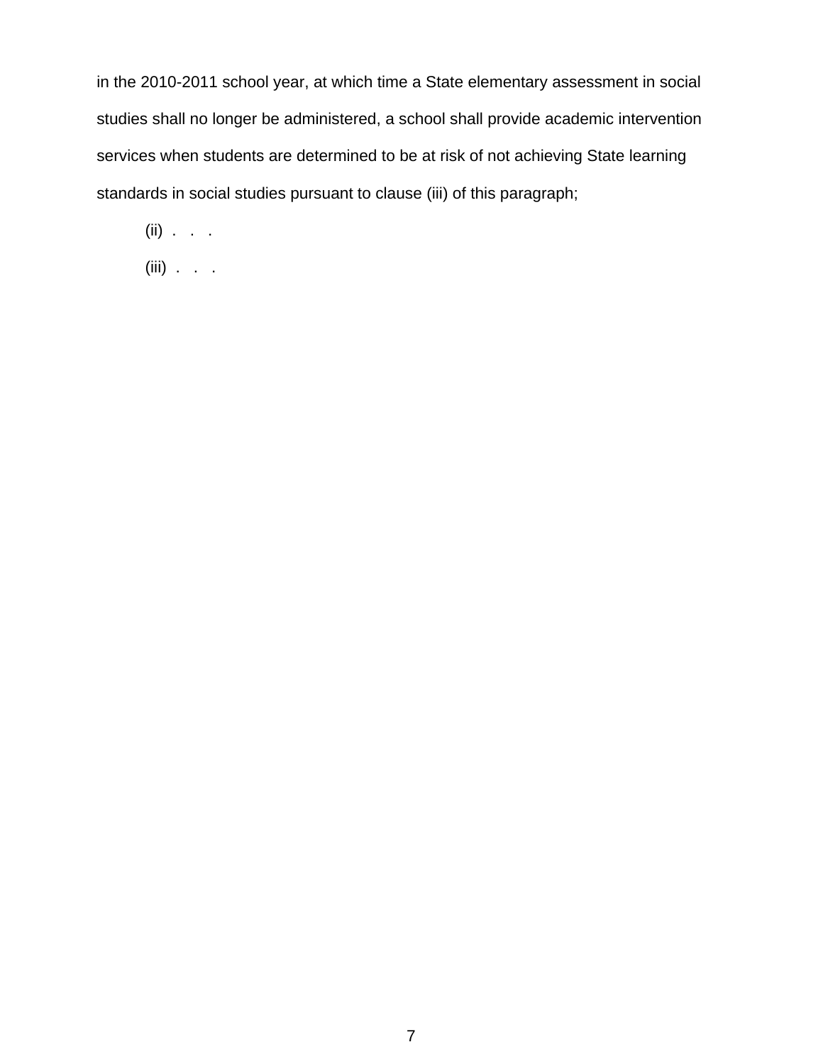in the 2010-2011 school year, at which time a State elementary assessment in social studies shall no longer be administered, a school shall provide academic intervention services when students are determined to be at risk of not achieving State learning standards in social studies pursuant to clause (iii) of this paragraph;

(ii) . . .

(iii) . . .